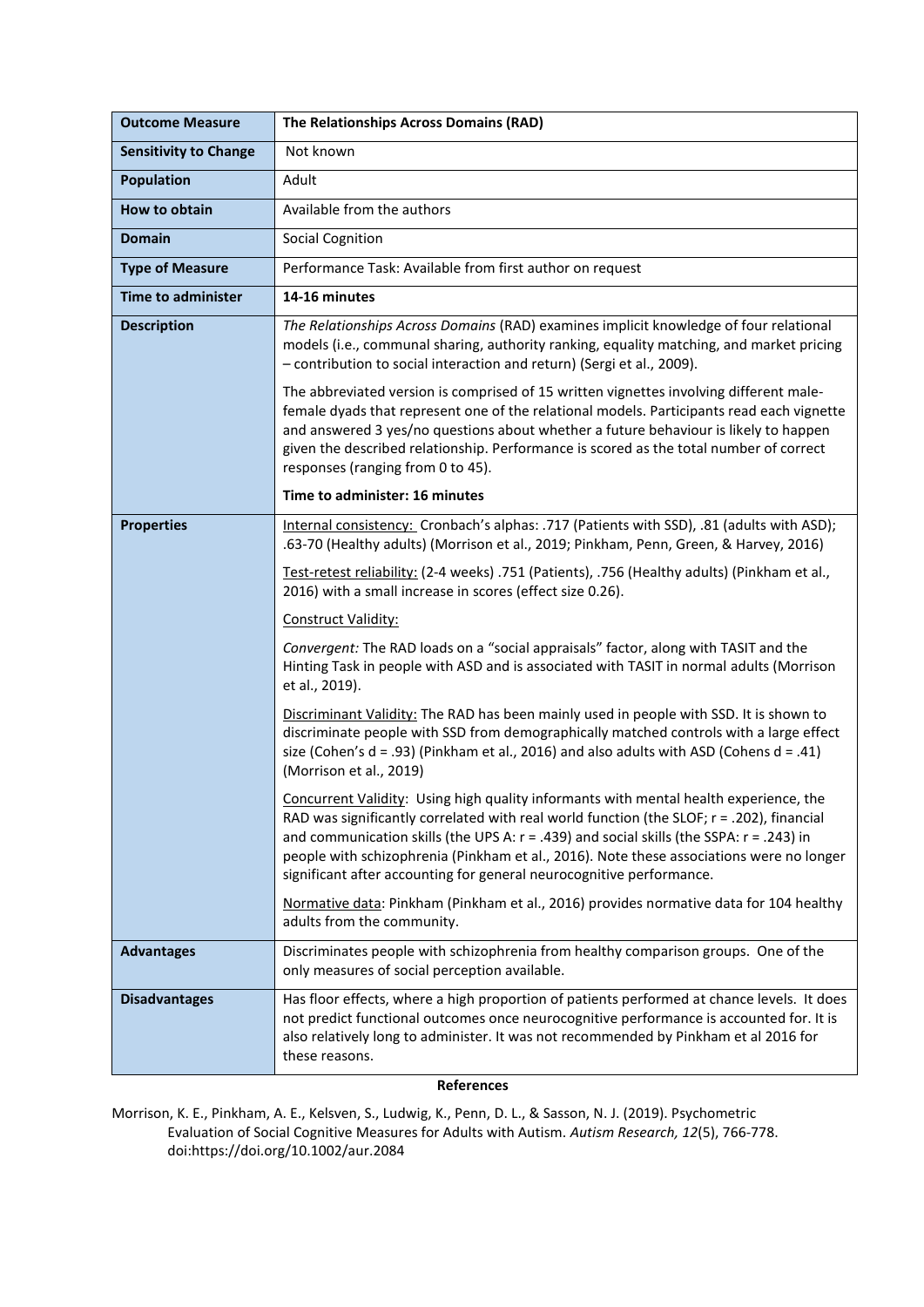| | |
|---|---|
| **Outcome Measure** | **The Relationships Across Domains (RAD)** |
| **Sensitivity to Change** | Not known |
| **Population** | Adult |
| **How to obtain** | Available from the authors |
| **Domain** | Social Cognition |
| **Type of Measure** | Performance Task: Available from first author on request |
| **Time to administer** | **14-16 minutes** |
| **Description** | *The Relationships Across Domains* (RAD) examines implicit knowledge of four relational models (i.e., communal sharing, authority ranking, equality matching, and market pricing – contribution to social interaction and return) (Sergi et al., 2009).<br><br>The abbreviated version is comprised of 15 written vignettes involving different male-female dyads that represent one of the relational models. Participants read each vignette and answered 3 yes/no questions about whether a future behaviour is likely to happen given the described relationship. Performance is scored as the total number of correct responses (ranging from 0 to 45).<br><br>**Time to administer: 16 minutes** |
| **Properties** | Internal consistency: Cronbach's alphas: .717 (Patients with SSD), .81 (adults with ASD); .63-70 (Healthy adults) (Morrison et al., 2019; Pinkham, Penn, Green, & Harvey, 2016)<br><br>Test-retest reliability: (2-4 weeks) .751 (Patients), .756 (Healthy adults) (Pinkham et al., 2016) with a small increase in scores (effect size 0.26).<br><br>Construct Validity:<br><br>*Convergent:* The RAD loads on a "social appraisals" factor, along with TASIT and the Hinting Task in people with ASD and is associated with TASIT in normal adults (Morrison et al., 2019).<br><br>Discriminant Validity: The RAD has been mainly used in people with SSD. It is shown to discriminate people with SSD from demographically matched controls with a large effect size (Cohen's d = .93) (Pinkham et al., 2016) and also adults with ASD (Cohens d = .41) (Morrison et al., 2019)<br><br>Concurrent Validity: Using high quality informants with mental health experience, the RAD was significantly correlated with real world function (the SLOF; r = .202), financial and communication skills (the UPS A: r = .439) and social skills (the SSPA: r = .243) in people with schizophrenia (Pinkham et al., 2016). Note these associations were no longer significant after accounting for general neurocognitive performance.<br><br>Normative data: Pinkham (Pinkham et al., 2016) provides normative data for 104 healthy adults from the community. |
| **Advantages** | Discriminates people with schizophrenia from healthy comparison groups. One of the only measures of social perception available. |
| **Disadvantages** | Has floor effects, where a high proportion of patients performed at chance levels. It does not predict functional outcomes once neurocognitive performance is accounted for. It is also relatively long to administer. It was not recommended by Pinkham et al 2016 for these reasons. |

**References**

Morrison, K. E., Pinkham, A. E., Kelsven, S., Ludwig, K., Penn, D. L., & Sasson, N. J. (2019). Psychometric Evaluation of Social Cognitive Measures for Adults with Autism. *Autism Research, 12*(5), 766-778. doi:https://doi.org/10.1002/aur.2084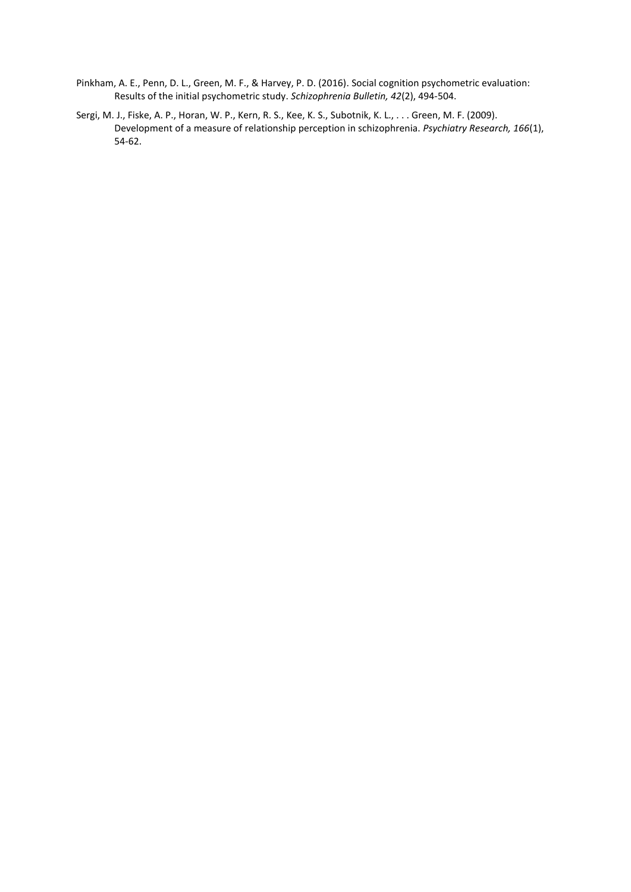Pinkham, A. E., Penn, D. L., Green, M. F., & Harvey, P. D. (2016). Social cognition psychometric evaluation: Results of the initial psychometric study. *Schizophrenia Bulletin, 42*(2), 494-504.

Sergi, M. J., Fiske, A. P., Horan, W. P., Kern, R. S., Kee, K. S., Subotnik, K. L., . . . Green, M. F. (2009). Development of a measure of relationship perception in schizophrenia. *Psychiatry Research, 166*(1), 54-62.